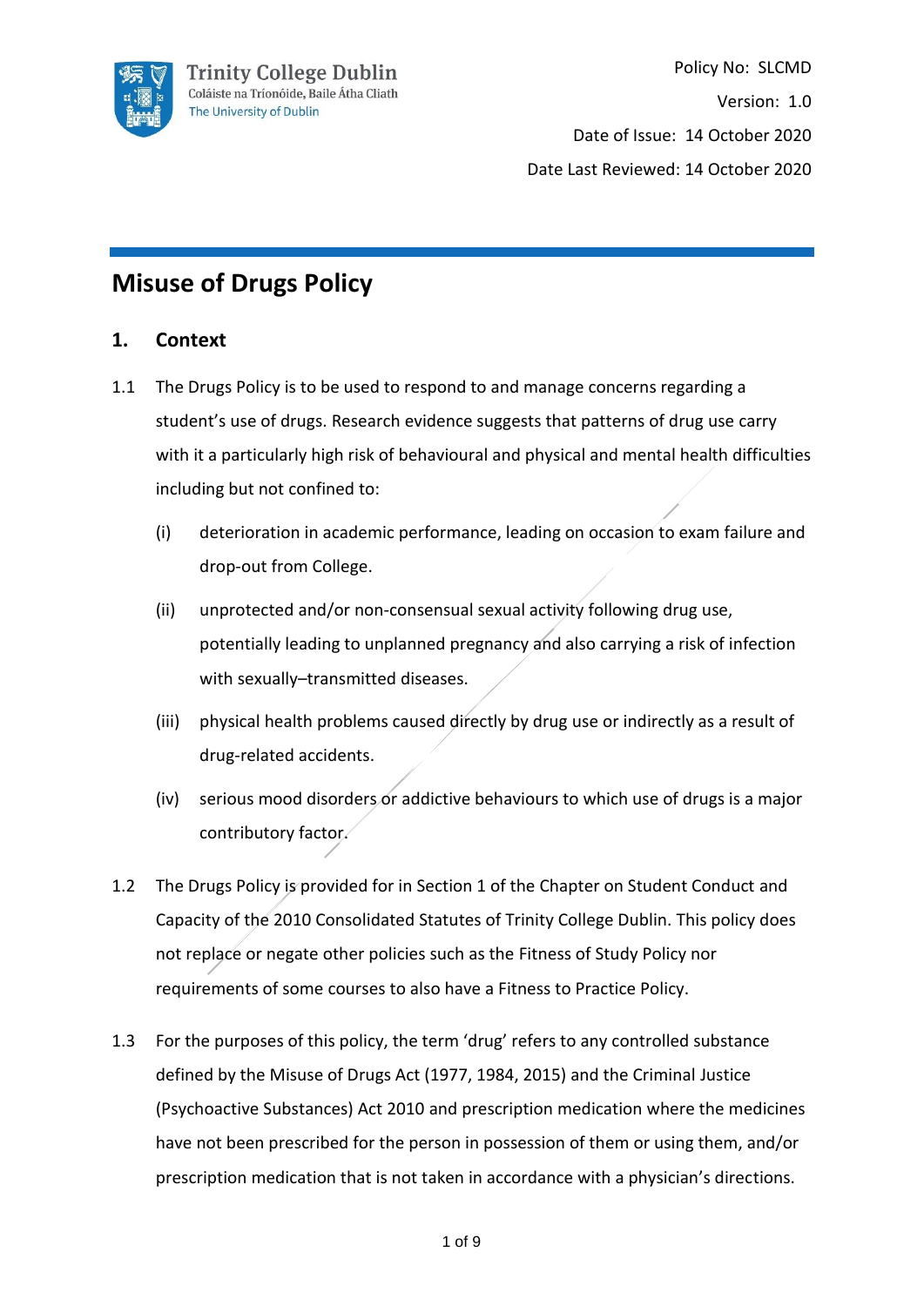Trinity College Dublin
Coláiste na Tríonóide, Baile Átha Cliath
The University of Dublin

Policy No: SLCMD
Version: 1.0
Date of Issue: 14 October 2020
Date Last Reviewed: 14 October 2020

# Misuse of Drugs Policy

## 1. Context

1.1 The Drugs Policy is to be used to respond to and manage concerns regarding a student's use of drugs. Research evidence suggests that patterns of drug use carry with it a particularly high risk of behavioural and physical and mental health difficulties including but not confined to:

- (i) deterioration in academic performance, leading on occasion to exam failure and drop-out from College.
- (ii) unprotected and/or non-consensual sexual activity following drug use, potentially leading to unplanned pregnancy and also carrying a risk of infection with sexually–transmitted diseases.
- (iii) physical health problems caused directly by drug use or indirectly as a result of drug-related accidents.
- (iv) serious mood disorders or addictive behaviours to which use of drugs is a major contributory factor.

1.2 The Drugs Policy is provided for in Section 1 of the Chapter on Student Conduct and Capacity of the 2010 Consolidated Statutes of Trinity College Dublin. This policy does not replace or negate other policies such as the Fitness of Study Policy nor requirements of some courses to also have a Fitness to Practice Policy.

1.3 For the purposes of this policy, the term 'drug' refers to any controlled substance defined by the Misuse of Drugs Act (1977, 1984, 2015) and the Criminal Justice (Psychoactive Substances) Act 2010 and prescription medication where the medicines have not been prescribed for the person in possession of them or using them, and/or prescription medication that is not taken in accordance with a physician's directions.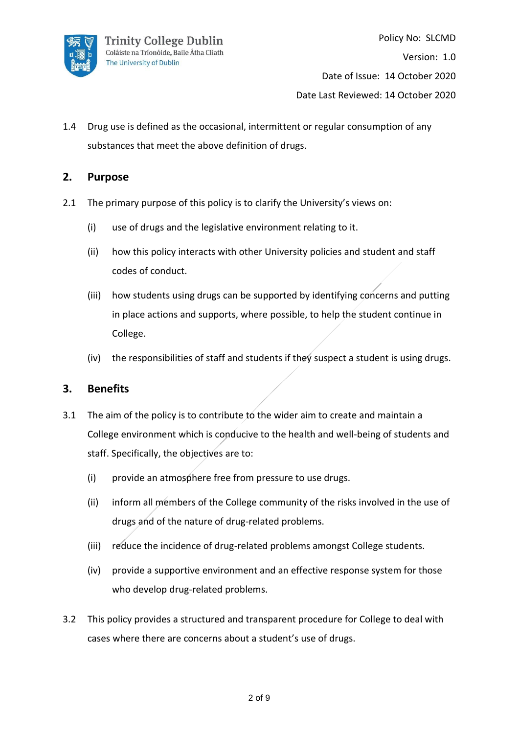1.4 Drug use is defined as the occasional, intermittent or regular consumption of any substances that meet the above definition of drugs.

## 2. Purpose

2.1 The primary purpose of this policy is to clarify the University's views on:

(i) use of drugs and the legislative environment relating to it.

(ii) how this policy interacts with other University policies and student and staff codes of conduct.

(iii) how students using drugs can be supported by identifying concerns and putting in place actions and supports, where possible, to help the student continue in College.

(iv) the responsibilities of staff and students if they suspect a student is using drugs.

## 3. Benefits

3.1 The aim of the policy is to contribute to the wider aim to create and maintain a College environment which is conducive to the health and well-being of students and staff. Specifically, the objectives are to:

(i) provide an atmosphere free from pressure to use drugs.

(ii) inform all members of the College community of the risks involved in the use of drugs and of the nature of drug-related problems.

(iii) reduce the incidence of drug-related problems amongst College students.

(iv) provide a supportive environment and an effective response system for those who develop drug-related problems.

3.2 This policy provides a structured and transparent procedure for College to deal with cases where there are concerns about a student's use of drugs.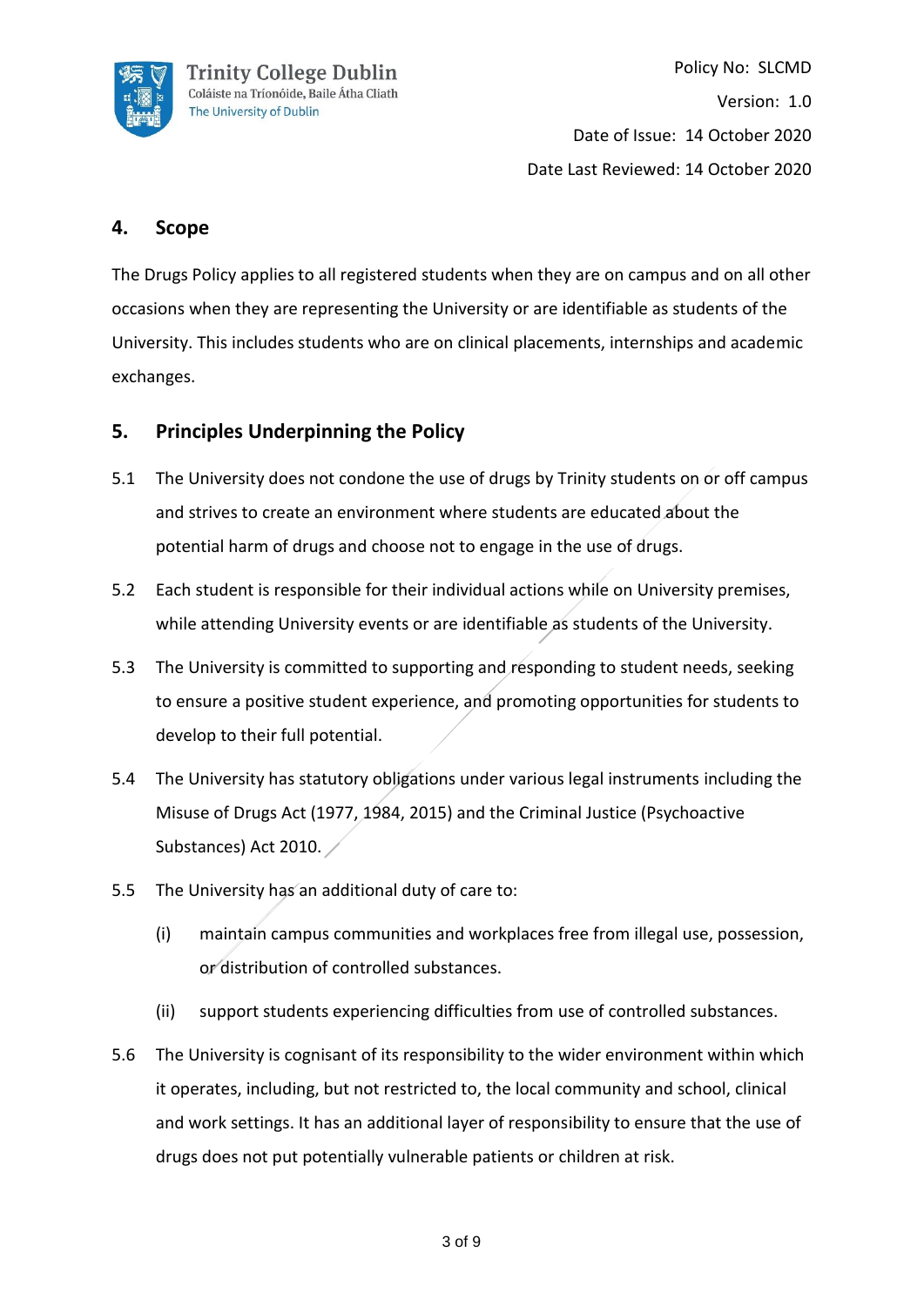## 4. Scope

The Drugs Policy applies to all registered students when they are on campus and on all other occasions when they are representing the University or are identifiable as students of the University. This includes students who are on clinical placements, internships and academic exchanges.

## 5. Principles Underpinning the Policy

5.1 The University does not condone the use of drugs by Trinity students on or off campus and strives to create an environment where students are educated about the potential harm of drugs and choose not to engage in the use of drugs.

5.2 Each student is responsible for their individual actions while on University premises, while attending University events or are identifiable as students of the University.

5.3 The University is committed to supporting and responding to student needs, seeking to ensure a positive student experience, and promoting opportunities for students to develop to their full potential.

5.4 The University has statutory obligations under various legal instruments including the Misuse of Drugs Act (1977, 1984, 2015) and the Criminal Justice (Psychoactive Substances) Act 2010.

5.5 The University has an additional duty of care to:

(i) maintain campus communities and workplaces free from illegal use, possession, or distribution of controlled substances.

(ii) support students experiencing difficulties from use of controlled substances.

5.6 The University is cognisant of its responsibility to the wider environment within which it operates, including, but not restricted to, the local community and school, clinical and work settings. It has an additional layer of responsibility to ensure that the use of drugs does not put potentially vulnerable patients or children at risk.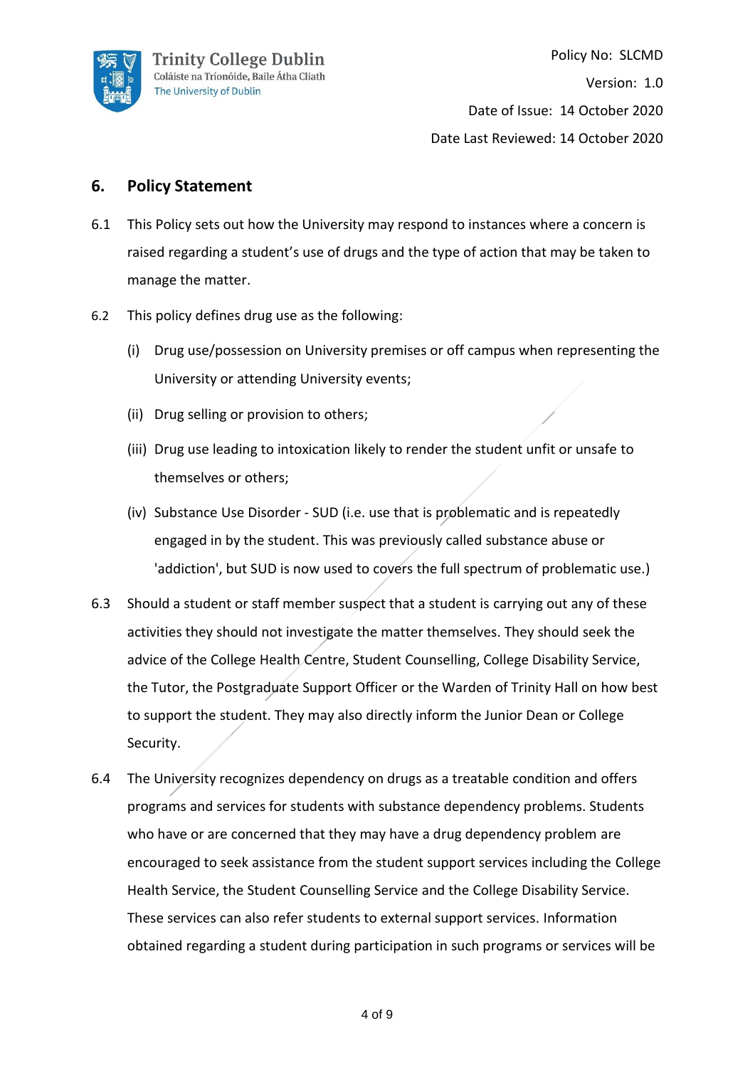## 6. Policy Statement

6.1 This Policy sets out how the University may respond to instances where a concern is raised regarding a student's use of drugs and the type of action that may be taken to manage the matter.

6.2 This policy defines drug use as the following:

(i) Drug use/possession on University premises or off campus when representing the University or attending University events;

(ii) Drug selling or provision to others;

(iii) Drug use leading to intoxication likely to render the student unfit or unsafe to themselves or others;

(iv) Substance Use Disorder - SUD (i.e. use that is problematic and is repeatedly engaged in by the student. This was previously called substance abuse or 'addiction', but SUD is now used to covers the full spectrum of problematic use.)

6.3 Should a student or staff member suspect that a student is carrying out any of these activities they should not investigate the matter themselves. They should seek the advice of the College Health Centre, Student Counselling, College Disability Service, the Tutor, the Postgraduate Support Officer or the Warden of Trinity Hall on how best to support the student. They may also directly inform the Junior Dean or College Security.

6.4 The University recognizes dependency on drugs as a treatable condition and offers programs and services for students with substance dependency problems. Students who have or are concerned that they may have a drug dependency problem are encouraged to seek assistance from the student support services including the College Health Service, the Student Counselling Service and the College Disability Service. These services can also refer students to external support services. Information obtained regarding a student during participation in such programs or services will be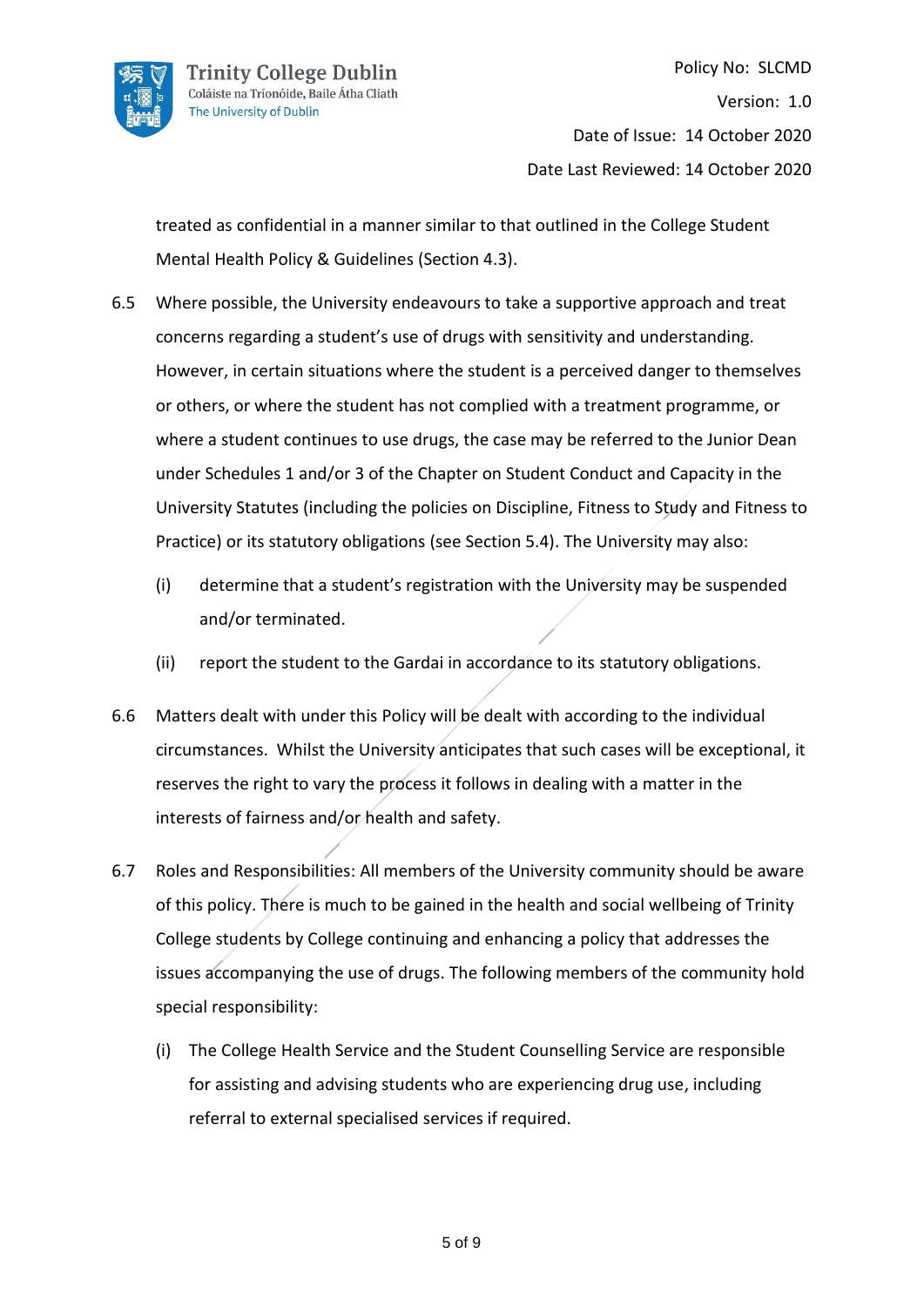treated as confidential in a manner similar to that outlined in the College Student Mental Health Policy & Guidelines (Section 4.3).

6.5 Where possible, the University endeavours to take a supportive approach and treat concerns regarding a student's use of drugs with sensitivity and understanding. However, in certain situations where the student is a perceived danger to themselves or others, or where the student has not complied with a treatment programme, or where a student continues to use drugs, the case may be referred to the Junior Dean under Schedules 1 and/or 3 of the Chapter on Student Conduct and Capacity in the University Statutes (including the policies on Discipline, Fitness to Study and Fitness to Practice) or its statutory obligations (see Section 5.4). The University may also:

   (i) determine that a student's registration with the University may be suspended and/or terminated.

   (ii) report the student to the Gardai in accordance to its statutory obligations.

6.6 Matters dealt with under this Policy will be dealt with according to the individual circumstances. Whilst the University anticipates that such cases will be exceptional, it reserves the right to vary the process it follows in dealing with a matter in the interests of fairness and/or health and safety.

6.7 Roles and Responsibilities: All members of the University community should be aware of this policy. There is much to be gained in the health and social wellbeing of Trinity College students by College continuing and enhancing a policy that addresses the issues accompanying the use of drugs. The following members of the community hold special responsibility:

   (i) The College Health Service and the Student Counselling Service are responsible for assisting and advising students who are experiencing drug use, including referral to external specialised services if required.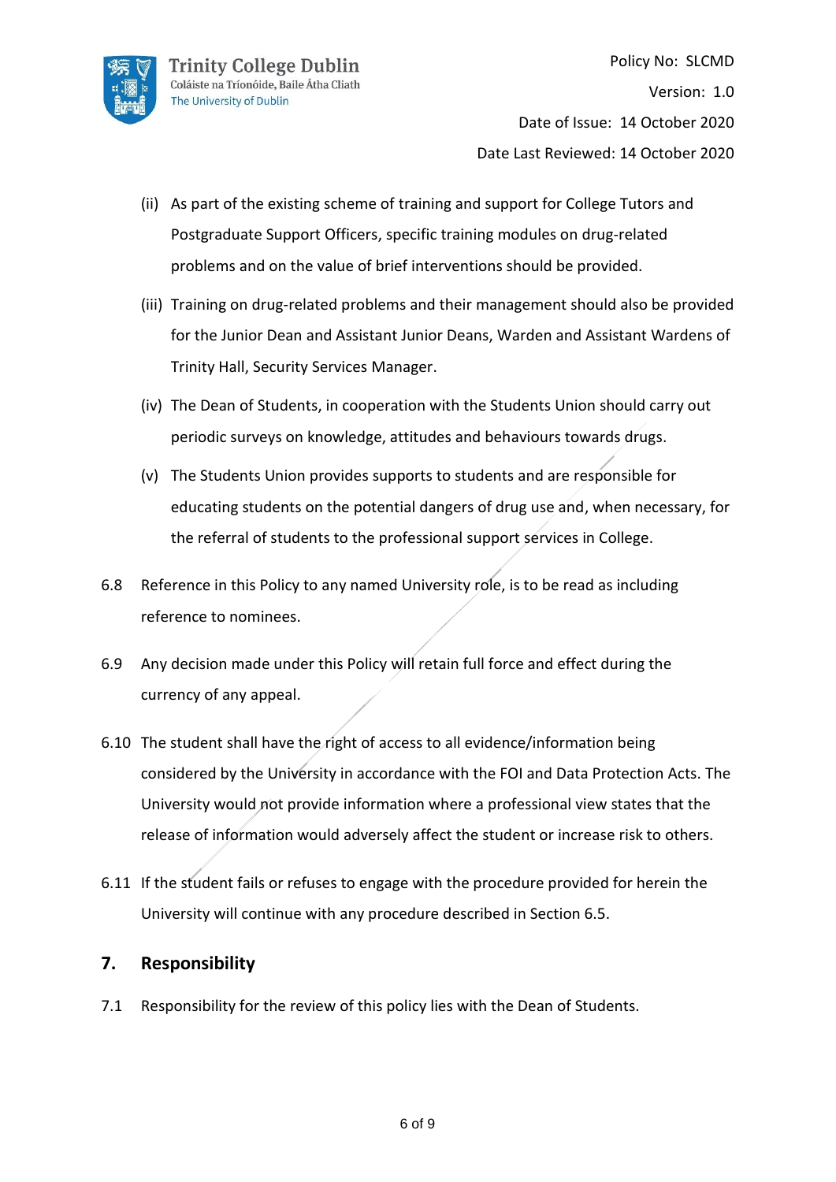(ii) As part of the existing scheme of training and support for College Tutors and Postgraduate Support Officers, specific training modules on drug-related problems and on the value of brief interventions should be provided.

(iii) Training on drug-related problems and their management should also be provided for the Junior Dean and Assistant Junior Deans, Warden and Assistant Wardens of Trinity Hall, Security Services Manager.

(iv) The Dean of Students, in cooperation with the Students Union should carry out periodic surveys on knowledge, attitudes and behaviours towards drugs.

(v) The Students Union provides supports to students and are responsible for educating students on the potential dangers of drug use and, when necessary, for the referral of students to the professional support services in College.

6.8 Reference in this Policy to any named University role, is to be read as including reference to nominees.

6.9 Any decision made under this Policy will retain full force and effect during the currency of any appeal.

6.10 The student shall have the right of access to all evidence/information being considered by the University in accordance with the FOI and Data Protection Acts. The University would not provide information where a professional view states that the release of information would adversely affect the student or increase risk to others.

6.11 If the student fails or refuses to engage with the procedure provided for herein the University will continue with any procedure described in Section 6.5.

## 7. Responsibility

7.1 Responsibility for the review of this policy lies with the Dean of Students.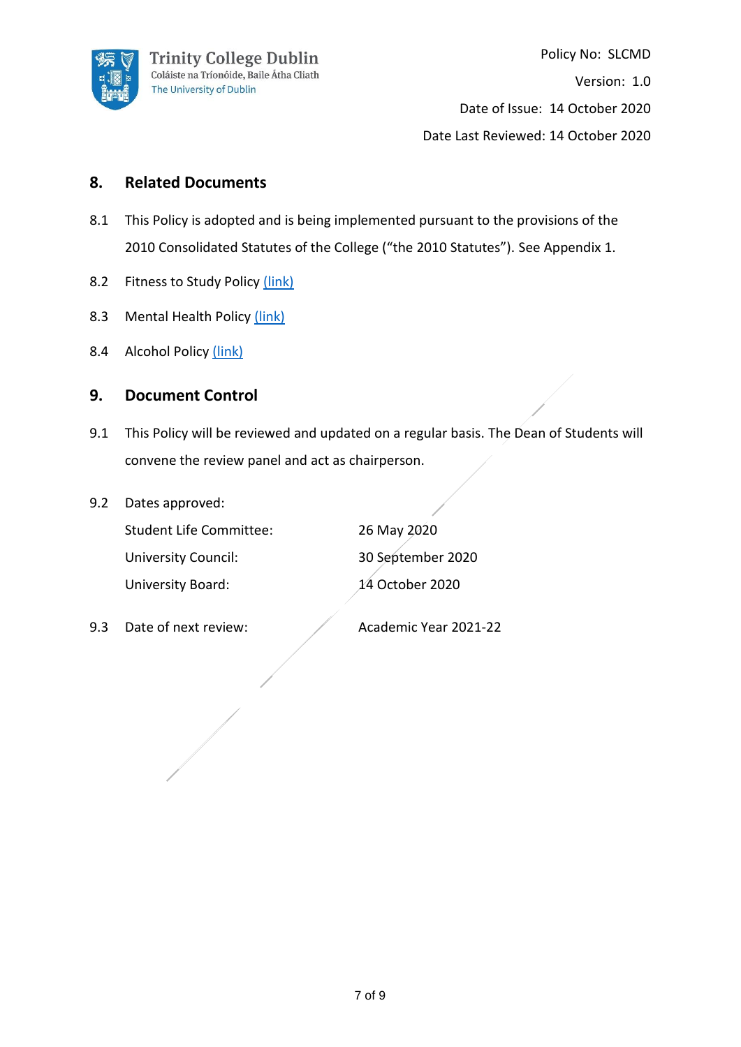## 8. Related Documents

8.1 This Policy is adopted and is being implemented pursuant to the provisions of the 2010 Consolidated Statutes of the College ("the 2010 Statutes"). See Appendix 1.

8.2 Fitness to Study Policy (link)

8.3 Mental Health Policy (link)

8.4 Alcohol Policy (link)

## 9. Document Control

9.1 This Policy will be reviewed and updated on a regular basis. The Dean of Students will convene the review panel and act as chairperson.

9.2 Dates approved:

| | |
|---|---|
| Student Life Committee: | 26 May 2020 |
| University Council: | 30 September 2020 |
| University Board: | 14 October 2020 |

9.3 Date of next review: Academic Year 2021-22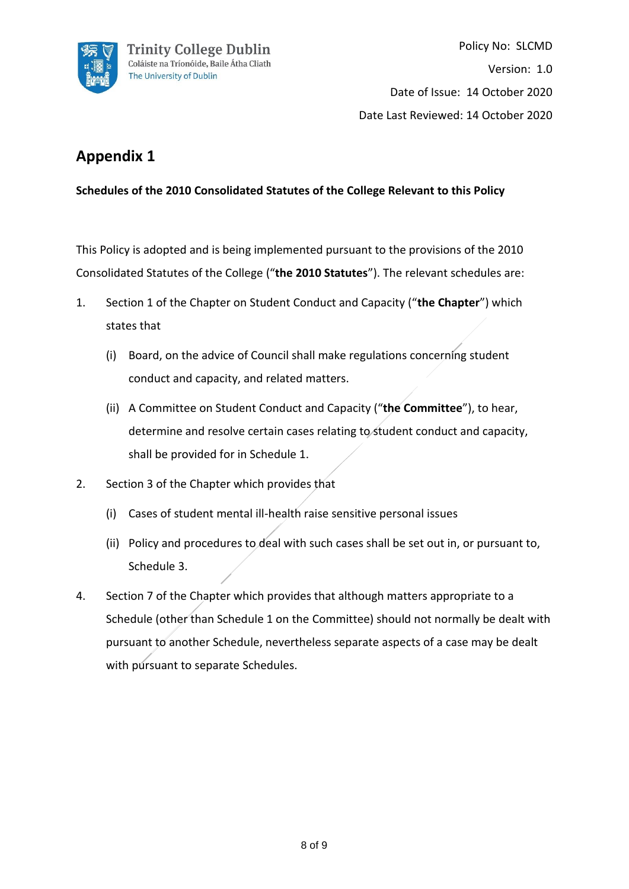Policy No: SLCMD

Version: 1.0

Date of Issue: 14 October 2020

Date Last Reviewed: 14 October 2020

## Appendix 1

**Schedules of the 2010 Consolidated Statutes of the College Relevant to this Policy**

This Policy is adopted and is being implemented pursuant to the provisions of the 2010 Consolidated Statutes of the College ("**the 2010 Statutes**"). The relevant schedules are:

1. Section 1 of the Chapter on Student Conduct and Capacity ("**the Chapter**") which states that

   (i) Board, on the advice of Council shall make regulations concerning student conduct and capacity, and related matters.

   (ii) A Committee on Student Conduct and Capacity ("**the Committee**"), to hear, determine and resolve certain cases relating to student conduct and capacity, shall be provided for in Schedule 1.

2. Section 3 of the Chapter which provides that

   (i) Cases of student mental ill-health raise sensitive personal issues

   (ii) Policy and procedures to deal with such cases shall be set out in, or pursuant to, Schedule 3.

4. Section 7 of the Chapter which provides that although matters appropriate to a Schedule (other than Schedule 1 on the Committee) should not normally be dealt with pursuant to another Schedule, nevertheless separate aspects of a case may be dealt with pursuant to separate Schedules.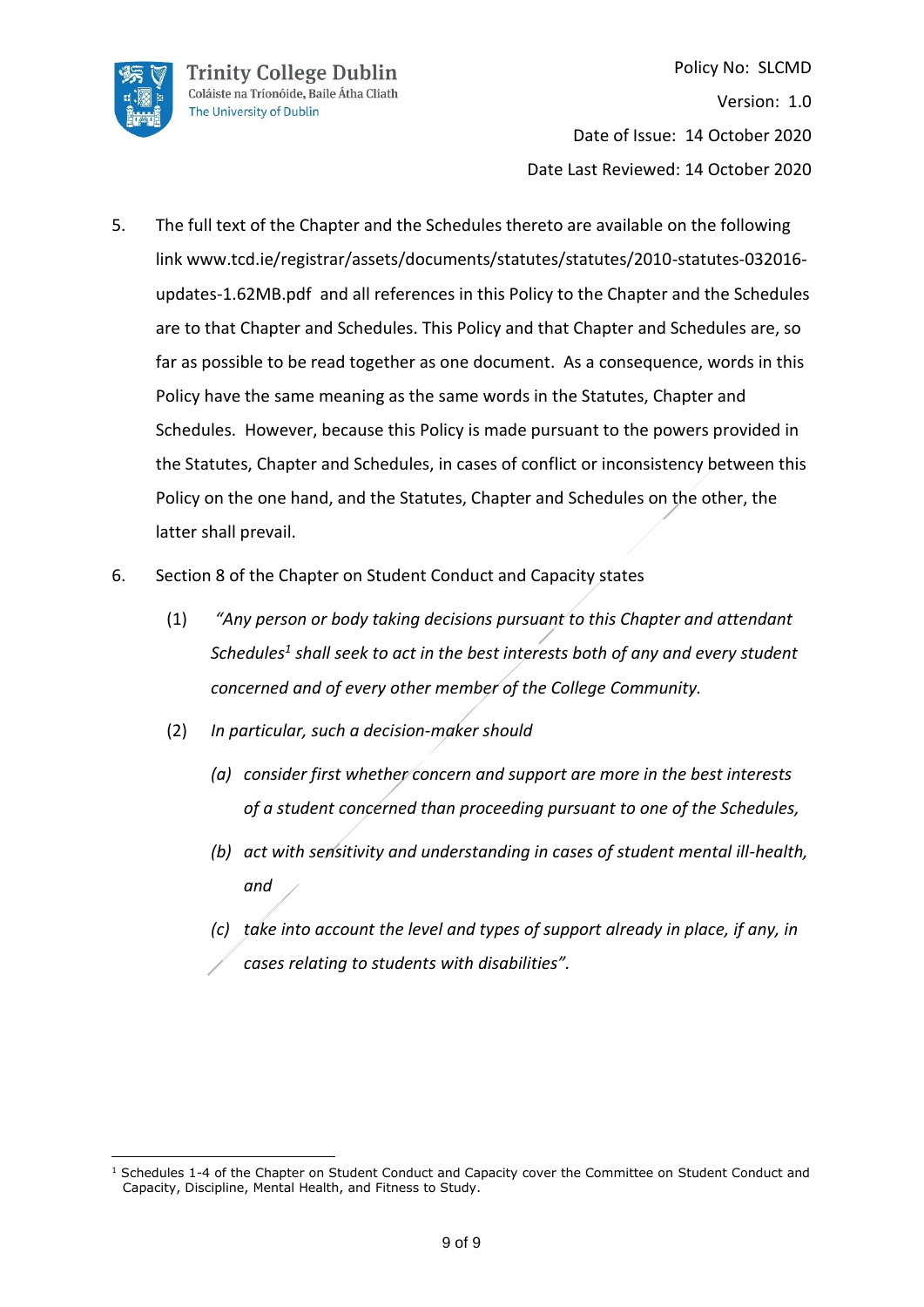5. The full text of the Chapter and the Schedules thereto are available on the following link www.tcd.ie/registrar/assets/documents/statutes/statutes/2010-statutes-032016-updates-1.62MB.pdf and all references in this Policy to the Chapter and the Schedules are to that Chapter and Schedules. This Policy and that Chapter and Schedules are, so far as possible to be read together as one document. As a consequence, words in this Policy have the same meaning as the same words in the Statutes, Chapter and Schedules. However, because this Policy is made pursuant to the powers provided in the Statutes, Chapter and Schedules, in cases of conflict or inconsistency between this Policy on the one hand, and the Statutes, Chapter and Schedules on the other, the latter shall prevail.

6. Section 8 of the Chapter on Student Conduct and Capacity states

   (1) *"Any person or body taking decisions pursuant to this Chapter and attendant Schedules*[1] *shall seek to act in the best interests both of any and every student concerned and of every other member of the College Community.*

   (2) *In particular, such a decision-maker should*

      *(a) consider first whether concern and support are more in the best interests of a student concerned than proceeding pursuant to one of the Schedules,*

      *(b) act with sensitivity and understanding in cases of student mental ill-health, and*

      *(c) take into account the level and types of support already in place, if any, in cases relating to students with disabilities".*

---

[1] Schedules 1-4 of the Chapter on Student Conduct and Capacity cover the Committee on Student Conduct and Capacity, Discipline, Mental Health, and Fitness to Study.